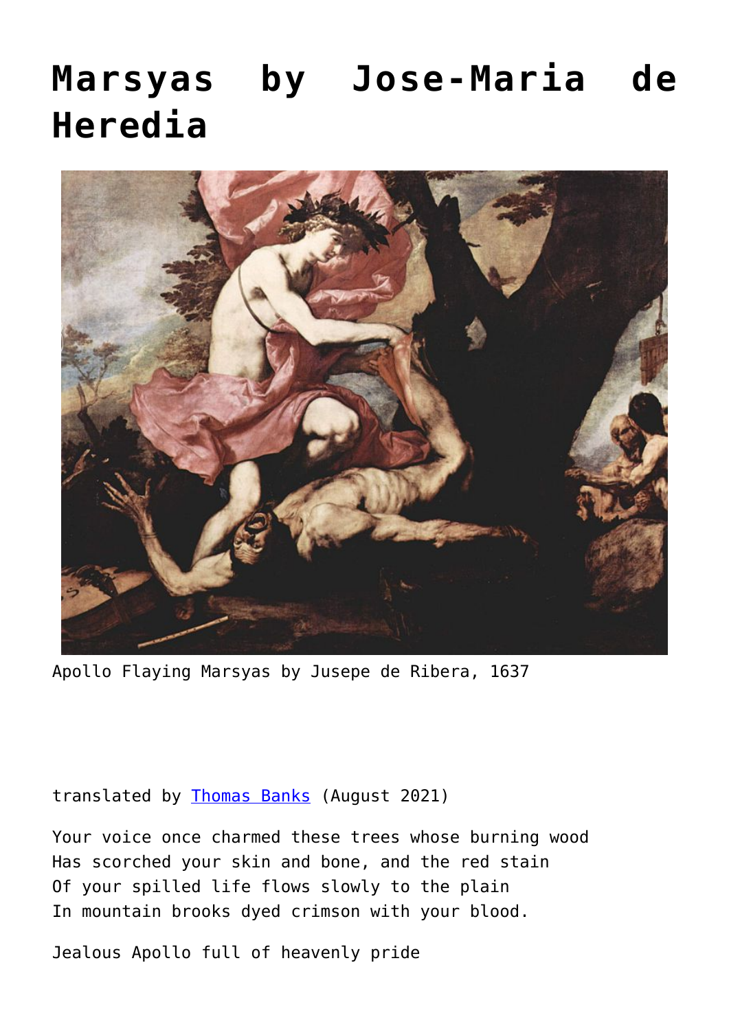# Marsyas by Jose-Maria de Heredia

Apollo Flaying Marsyas by Jusepe de Ribera, 1637

translated by Thomas Banks (August 2021)

Your voice once charmed these trees whose burning wood
Has scorched your skin and bone, and the red stain
Of your spilled life flows slowly to the plain
In mountain brooks dyed crimson with your blood.

Jealous Apollo full of heavenly pride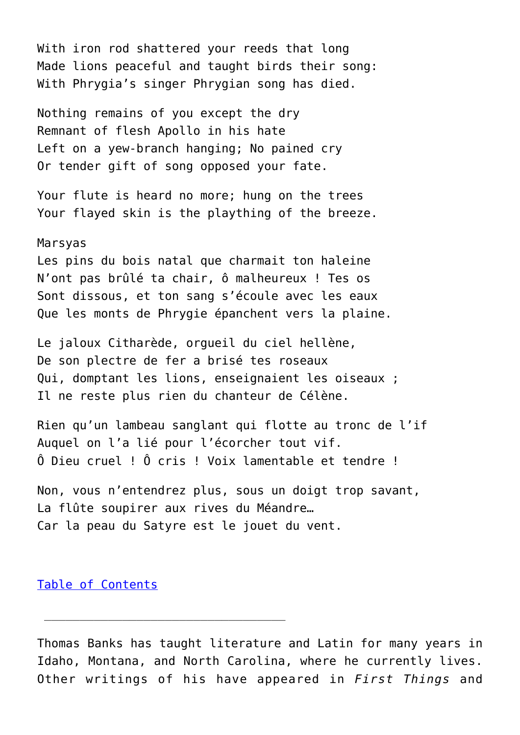With iron rod shattered your reeds that long
Made lions peaceful and taught birds their song:
With Phrygia's singer Phrygian song has died.

Nothing remains of you except the dry
Remnant of flesh Apollo in his hate
Left on a yew-branch hanging; No pained cry
Or tender gift of song opposed your fate.

Your flute is heard no more; hung on the trees
Your flayed skin is the plaything of the breeze.

Marsyas
Les pins du bois natal que charmait ton haleine
N'ont pas brûlé ta chair, ô malheureux ! Tes os
Sont dissous, et ton sang s'écoule avec les eaux
Que les monts de Phrygie épanchent vers la plaine.

Le jaloux Citharède, orgueil du ciel hellène,
De son plectre de fer a brisé tes roseaux
Qui, domptant les lions, enseignaient les oiseaux ;
Il ne reste plus rien du chanteur de Célène.

Rien qu'un lambeau sanglant qui flotte au tronc de l'if
Auquel on l'a lié pour l'écorcher tout vif.
Ô Dieu cruel ! Ô cris ! Voix lamentable et tendre !

Non, vous n'entendrez plus, sous un doigt trop savant,
La flûte soupirer aux rives du Méandre…
Car la peau du Satyre est le jouet du vent.

Table of Contents

---

Thomas Banks has taught literature and Latin for many years in Idaho, Montana, and North Carolina, where he currently lives. Other writings of his have appeared in *First Things* and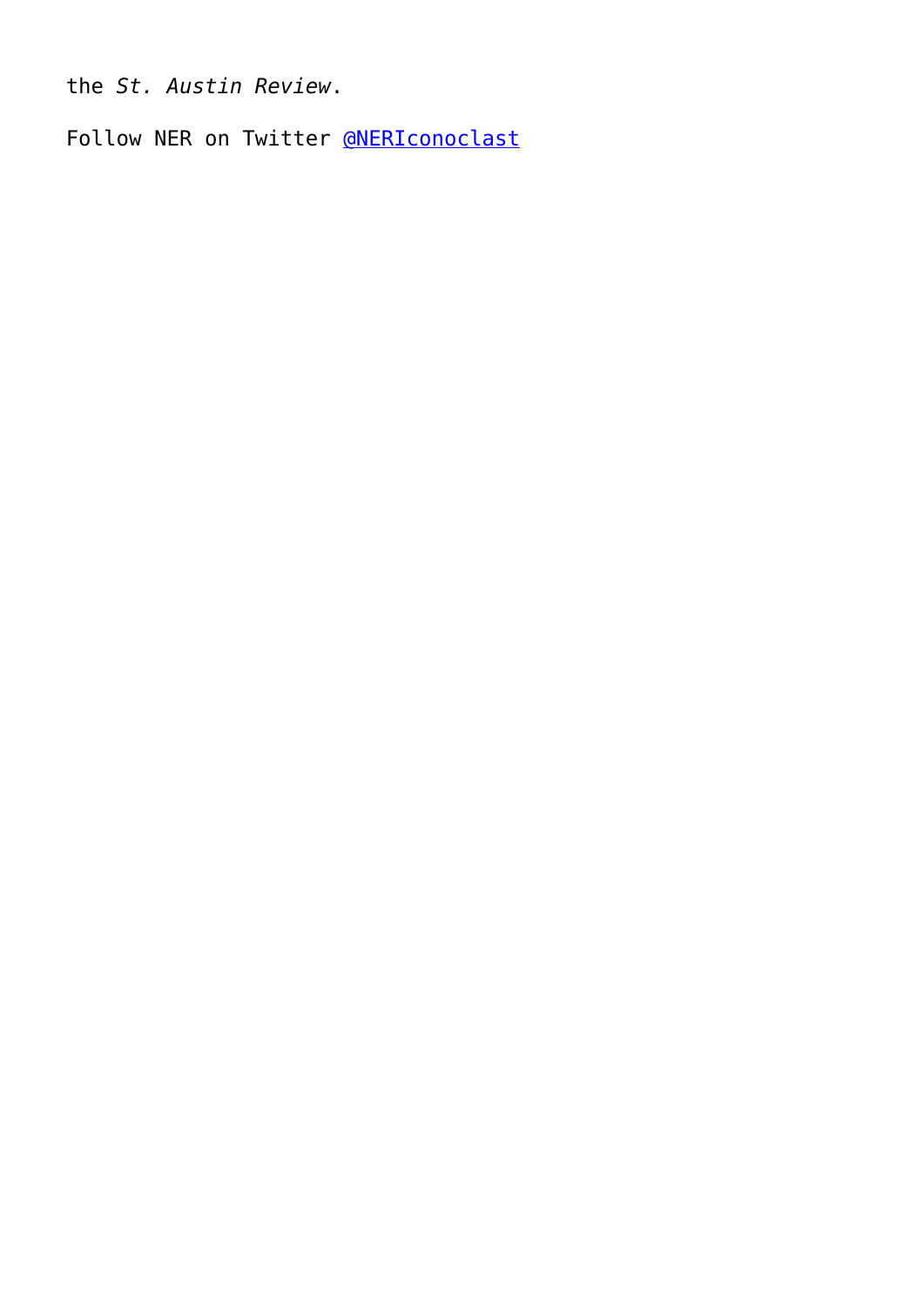the *St. Austin Review*.

Follow NER on Twitter @NERIconoclast